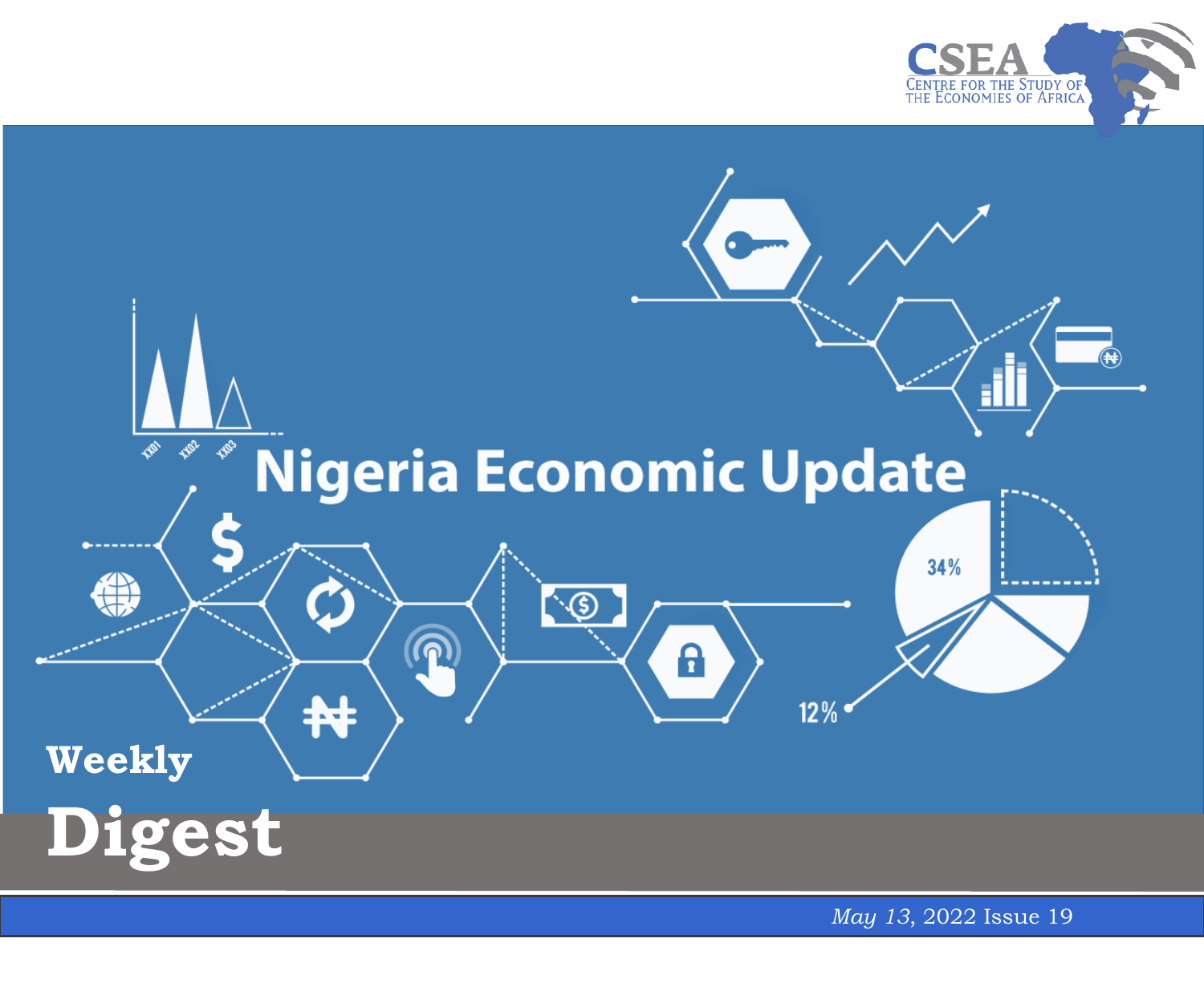CSEA

Centre for the Study of the Economies of Africa

# Nigeria Economic Update

Weekly

# Digest

*May 13*, 2022 Issue 19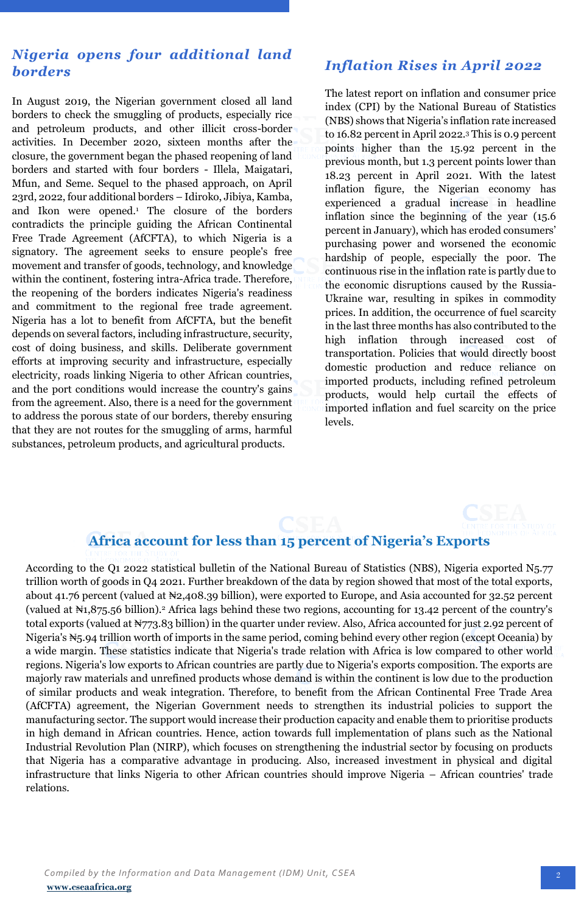## *Nigeria opens four additional land borders*

In August 2019, the Nigerian government closed all land borders to check the smuggling of products, especially rice and petroleum products, and other illicit cross-border activities. In December 2020, sixteen months after the closure, the government began the phased reopening of land borders and started with four borders - Illela, Maigatari, Mfun, and Seme. Sequel to the phased approach, on April 23rd, 2022, four additional borders – Idiroko, Jibiya, Kamba, and Ikon were opened.[1] The closure of the borders contradicts the principle guiding the African Continental Free Trade Agreement (AfCFTA), to which Nigeria is a signatory. The agreement seeks to ensure people's free movement and transfer of goods, technology, and knowledge within the continent, fostering intra-Africa trade. Therefore, the reopening of the borders indicates Nigeria's readiness and commitment to the regional free trade agreement. Nigeria has a lot to benefit from AfCFTA, but the benefit depends on several factors, including infrastructure, security, cost of doing business, and skills. Deliberate government efforts at improving security and infrastructure, especially electricity, roads linking Nigeria to other African countries, and the port conditions would increase the country's gains from the agreement. Also, there is a need for the government to address the porous state of our borders, thereby ensuring that they are not routes for the smuggling of arms, harmful substances, petroleum products, and agricultural products.

## *Inflation Rises in April 2022*

The latest report on inflation and consumer price index (CPI) by the National Bureau of Statistics (NBS) shows that Nigeria's inflation rate increased to 16.82 percent in April 2022.[3] This is 0.9 percent points higher than the 15.92 percent in the previous month, but 1.3 percent points lower than 18.23 percent in April 2021. With the latest inflation figure, the Nigerian economy has experienced a gradual increase in headline inflation since the beginning of the year (15.6 percent in January), which has eroded consumers' purchasing power and worsened the economic hardship of people, especially the poor. The continuous rise in the inflation rate is partly due to the economic disruptions caused by the Russia-Ukraine war, resulting in spikes in commodity prices. In addition, the occurrence of fuel scarcity in the last three months has also contributed to the high inflation through increased cost of transportation. Policies that would directly boost domestic production and reduce reliance on imported products, including refined petroleum products, would help curtail the effects of imported inflation and fuel scarcity on the price levels.

## Africa account for less than 15 percent of Nigeria's Exports

According to the Q1 2022 statistical bulletin of the National Bureau of Statistics (NBS), Nigeria exported N5.77 trillion worth of goods in Q4 2021. Further breakdown of the data by region showed that most of the total exports, about 41.76 percent (valued at ₦2,408.39 billion), were exported to Europe, and Asia accounted for 32.52 percent (valued at ₦1,875.56 billion).[2] Africa lags behind these two regions, accounting for 13.42 percent of the country's total exports (valued at ₦773.83 billion) in the quarter under review. Also, Africa accounted for just 2.92 percent of Nigeria's ₦5.94 trillion worth of imports in the same period, coming behind every other region (except Oceania) by a wide margin. These statistics indicate that Nigeria's trade relation with Africa is low compared to other world regions. Nigeria's low exports to African countries are partly due to Nigeria's exports composition. The exports are majorly raw materials and unrefined products whose demand is within the continent is low due to the production of similar products and weak integration. Therefore, to benefit from the African Continental Free Trade Area (AfCFTA) agreement, the Nigerian Government needs to strengthen its industrial policies to support the manufacturing sector. The support would increase their production capacity and enable them to prioritise products in high demand in African countries. Hence, action towards full implementation of plans such as the National Industrial Revolution Plan (NIRP), which focuses on strengthening the industrial sector by focusing on products that Nigeria has a comparative advantage in producing. Also, increased investment in physical and digital infrastructure that links Nigeria to other African countries should improve Nigeria – African countries' trade relations.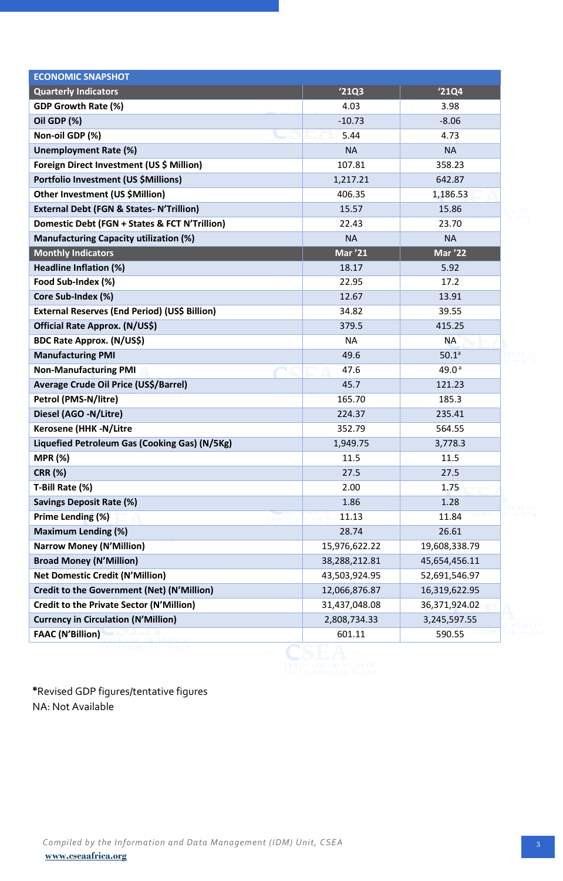| ECONOMIC SNAPSHOT | | |
|---|---|---|
| **Quarterly Indicators** | **'21Q3** | **'21Q4** |
| **GDP Growth Rate (%)** | 4.03 | 3.98 |
| **Oil GDP (%)** | -10.73 | -8.06 |
| **Non-oil GDP (%)** | 5.44 | 4.73 |
| **Unemployment Rate (%)** | NA | NA |
| **Foreign Direct Investment (US $ Million)** | 107.81 | 358.23 |
| **Portfolio Investment (US $Millions)** | 1,217.21 | 642.87 |
| **Other Investment (US $Million)** | 406.35 | 1,186.53 |
| **External Debt (FGN & States- N'Trillion)** | 15.57 | 15.86 |
| **Domestic Debt (FGN + States & FCT N'Trillion)** | 22.43 | 23.70 |
| **Manufacturing Capacity utilization (%)** | NA | NA |
| **Monthly Indicators** | **Mar '21** | **Mar '22** |
| **Headline Inflation (%)** | 18.17 | 5.92 |
| **Food Sub-Index (%)** | 22.95 | 17.2 |
| **Core Sub-Index (%)** | 12.67 | 13.91 |
| **External Reserves (End Period) (US$ Billion)** | 34.82 | 39.55 |
| **Official Rate Approx. (N/US$)** | 379.5 | 415.25 |
| **BDC Rate Approx. (N/US$)** | NA | NA |
| **Manufacturing PMI** | 49.6 | 50.1[a] |
| **Non-Manufacturing PMI** | 47.6 | 49.0[a] |
| **Average Crude Oil Price (US$/Barrel)** | 45.7 | 121.23 |
| **Petrol (PMS-N/litre)** | 165.70 | 185.3 |
| **Diesel (AGO -N/Litre)** | 224.37 | 235.41 |
| **Kerosene (HHK -N/Litre** | 352.79 | 564.55 |
| **Liquefied Petroleum Gas (Cooking Gas) (N/5Kg)** | 1,949.75 | 3,778.3 |
| **MPR (%)** | 11.5 | 11.5 |
| **CRR (%)** | 27.5 | 27.5 |
| **T-Bill Rate (%)** | 2.00 | 1.75 |
| **Savings Deposit Rate (%)** | 1.86 | 1.28 |
| **Prime Lending (%)** | 11.13 | 11.84 |
| **Maximum Lending (%)** | 28.74 | 26.61 |
| **Narrow Money (N'Million)** | 15,976,622.22 | 19,608,338.79 |
| **Broad Money (N'Million)** | 38,288,212.81 | 45,654,456.11 |
| **Net Domestic Credit (N'Million)** | 43,503,924.95 | 52,691,546.97 |
| **Credit to the Government (Net) (N'Million)** | 12,066,876.87 | 16,319,622.95 |
| **Credit to the Private Sector (N'Million)** | 31,437,048.08 | 36,371,924.02 |
| **Currency in Circulation (N'Million)** | 2,808,734.33 | 3,245,597.55 |
| **FAAC (N'Billion)** | 601.11 | 590.55 |

*Revised GDP figures/tentative figures
NA: Not Available

*Compiled by the Information and Data Management (IDM) Unit, CSEA*
www.cseaafrica.org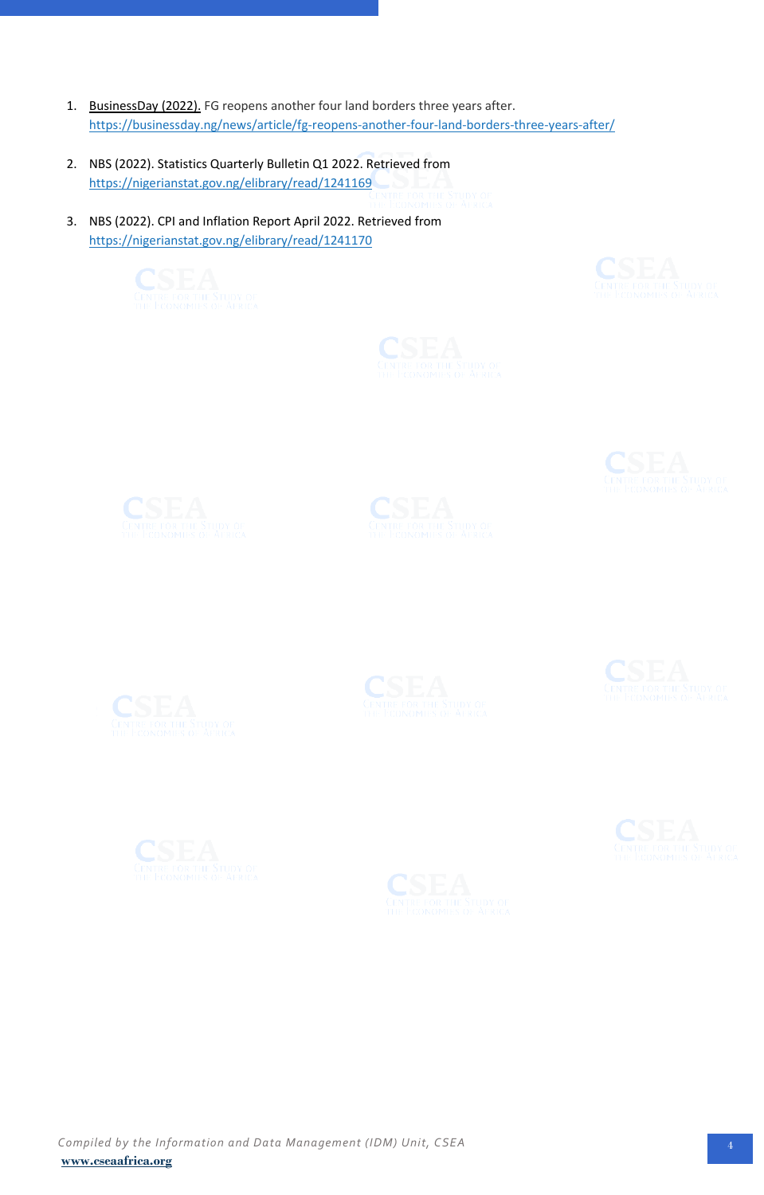1. BusinessDay (2022). FG reopens another four land borders three years after. https://businessday.ng/news/article/fg-reopens-another-four-land-borders-three-years-after/

2. NBS (2022). Statistics Quarterly Bulletin Q1 2022. Retrieved from https://nigerianstat.gov.ng/elibrary/read/1241169

3. NBS (2022). CPI and Inflation Report April 2022. Retrieved from https://nigerianstat.gov.ng/elibrary/read/1241170